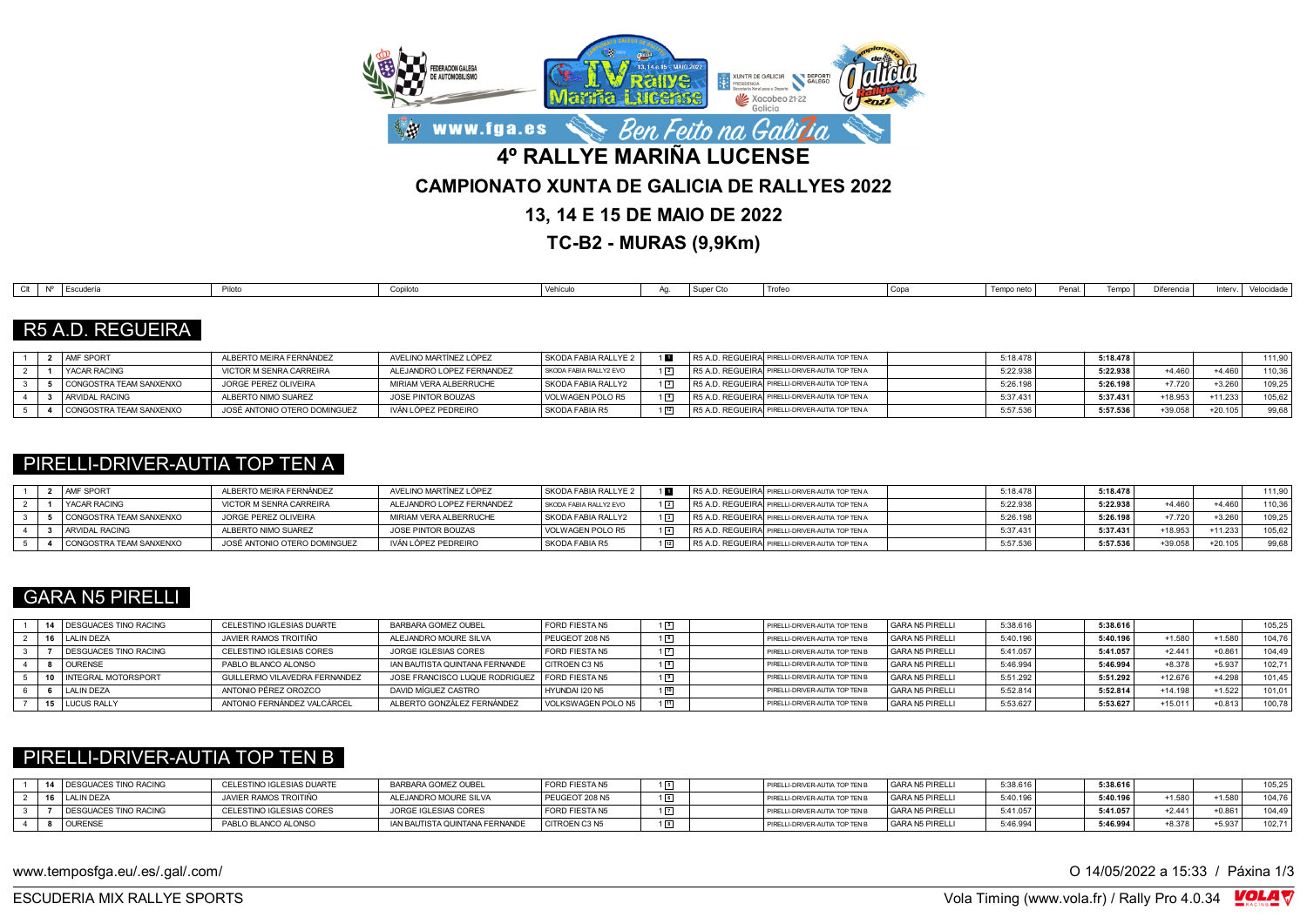# 4º RALLYE MARIÑA LUCENSE

## CAMPIONATO XUNTA DE GALICIA DE RALLYES 2022

## 13, 14 E 15 DE MAIO DE 2022

## TC-B2 - MURAS (9,9Km)

### R5 A.D. REGUEIRA

| Clt | Nº | Escudería | Piloto | Copiloto | Vehículo | Ag. | Super Cto | Trofeo | Copa | Tempo neto | Penal. | Tempo | Diferencia | Interv. | Velocidade |
|---|---|---|---|---|---|---|---|---|---|---|---|---|---|---|---|
| 1 | 2 | AMF SPORT | ALBERTO MEIRA FERNÁNDEZ | AVELINO MARTÍNEZ LÓPEZ | SKODA FABIA RALLYE 2 | 1 1 | R5 A.D. REGUEIRA | PIRELLI-DRIVER-AUTIA TOP TEN A | | 5:18.478 | | 5:18.478 | | | 111,90 |
| 2 | 1 | YACAR RACING | VICTOR M SENRA CARREIRA | ALEJANDRO LOPEZ FERNANDEZ | SKODA FABIA RALLY2 EVO | 1 2 | R5 A.D. REGUEIRA | PIRELLI-DRIVER-AUTIA TOP TEN A | | 5:22.938 | | 5:22.938 | +4.460 | +4.460 | 110,36 |
| 3 | 5 | CONGOSTRA TEAM SANXENXO | JORGE PEREZ OLIVEIRA | MIRIAM VERA ALBERRUCHE | SKODA FABIA RALLY2 | 1 3 | R5 A.D. REGUEIRA | PIRELLI-DRIVER-AUTIA TOP TEN A | | 5:26.198 | | 5:26.198 | +7.720 | +3.260 | 109,25 |
| 4 | 3 | ARVIDAL RACING | ALBERTO NIMO SUAREZ | JOSE PINTOR BOUZAS | VOLWAGEN POLO R5 | 1 4 | R5 A.D. REGUEIRA | PIRELLI-DRIVER-AUTIA TOP TEN A | | 5:37.431 | | 5:37.431 | +18.953 | +11.233 | 105,62 |
| 5 | 4 | CONGOSTRA TEAM SANXENXO | JOSÉ ANTONIO OTERO DOMINGUEZ | IVÁN LÓPEZ PEDREIRO | SKODA FABIA R5 | 1 10 | R5 A.D. REGUEIRA | PIRELLI-DRIVER-AUTIA TOP TEN A | | 5:57.536 | | 5:57.536 | +39.058 | +20.105 | 99,68 |

### PIRELLI-DRIVER-AUTIA TOP TEN A

| Clt | Nº | Escudería | Piloto | Copiloto | Vehículo | Ag. | Super Cto | Trofeo | Copa | Tempo neto | Penal. | Tempo | Diferencia | Interv. | Velocidade |
|---|---|---|---|---|---|---|---|---|---|---|---|---|---|---|---|
| 1 | 2 | AMF SPORT | ALBERTO MEIRA FERNÁNDEZ | AVELINO MARTÍNEZ LÓPEZ | SKODA FABIA RALLYE 2 | 1 1 | R5 A.D. REGUEIRA | PIRELLI-DRIVER-AUTIA TOP TEN A | | 5:18.478 | | 5:18.478 | | | 111,90 |
| 2 | 1 | YACAR RACING | VICTOR M SENRA CARREIRA | ALEJANDRO LOPEZ FERNANDEZ | SKODA FABIA RALLY2 EVO | 1 2 | R5 A.D. REGUEIRA | PIRELLI-DRIVER-AUTIA TOP TEN A | | 5:22.938 | | 5:22.938 | +4.460 | +4.460 | 110,36 |
| 3 | 5 | CONGOSTRA TEAM SANXENXO | JORGE PEREZ OLIVEIRA | MIRIAM VERA ALBERRUCHE | SKODA FABIA RALLY2 | 1 3 | R5 A.D. REGUEIRA | PIRELLI-DRIVER-AUTIA TOP TEN A | | 5:26.198 | | 5:26.198 | +7.720 | +3.260 | 109,25 |
| 4 | 3 | ARVIDAL RACING | ALBERTO NIMO SUAREZ | JOSE PINTOR BOUZAS | VOLWAGEN POLO R5 | 1 4 | R5 A.D. REGUEIRA | PIRELLI-DRIVER-AUTIA TOP TEN A | | 5:37.431 | | 5:37.431 | +18.953 | +11.233 | 105,62 |
| 5 | 4 | CONGOSTRA TEAM SANXENXO | JOSÉ ANTONIO OTERO DOMINGUEZ | IVÁN LÓPEZ PEDREIRO | SKODA FABIA R5 | 1 10 | R5 A.D. REGUEIRA | PIRELLI-DRIVER-AUTIA TOP TEN A | | 5:57.536 | | 5:57.536 | +39.058 | +20.105 | 99,68 |

### GARA N5 PIRELLI

| Clt | Nº | Escudería | Piloto | Copiloto | Vehículo | Ag. | Super Cto | Trofeo | Copa | Tempo neto | Penal. | Tempo | Diferencia | Interv. | Velocidade |
|---|---|---|---|---|---|---|---|---|---|---|---|---|---|---|---|
| 1 | 14 | DESGUACES TINO RACING | CELESTINO IGLESIAS DUARTE | BARBARA GOMEZ OUBEL | FORD FIESTA N5 | 1 5 | | PIRELLI-DRIVER-AUTIA TOP TEN B | GARA N5 PIRELLI | 5:38.616 | | 5:38.616 | | | 105,25 |
| 2 | 16 | LALIN DEZA | JAVIER RAMOS TROITIÑO | ALEJANDRO MOURE SILVA | PEUGEOT 208 N5 | 1 6 | | PIRELLI-DRIVER-AUTIA TOP TEN B | GARA N5 PIRELLI | 5:40.196 | | 5:40.196 | +1.580 | +1.580 | 104,76 |
| 3 | 7 | DESGUACES TINO RACING | CELESTINO IGLESIAS CORES | JORGE IGLESIAS CORES | FORD FIESTA N5 | 1 7 | | PIRELLI-DRIVER-AUTIA TOP TEN B | GARA N5 PIRELLI | 5:41.057 | | 5:41.057 | +2.441 | +0.861 | 104,49 |
| 4 | 8 | OURENSE | PABLO BLANCO ALONSO | IAN BAUTISTA QUINTANA FERNANDE | CITROEN C3 N5 | 1 8 | | PIRELLI-DRIVER-AUTIA TOP TEN B | GARA N5 PIRELLI | 5:46.994 | | 5:46.994 | +8.378 | +5.937 | 102,71 |
| 5 | 10 | INTEGRAL MOTORSPORT | GUILLERMO VILAVEDRA FERNANDEZ | JOSE FRANCISCO LUQUE RODRIGUEZ | FORD FIESTA N5 | 1 9 | | PIRELLI-DRIVER-AUTIA TOP TEN B | GARA N5 PIRELLI | 5:51.292 | | 5:51.292 | +12.676 | +4.298 | 101,45 |
| 6 | 6 | LALIN DEZA | ANTONIO PÉREZ OROZCO | DAVID MÍGUEZ CASTRO | HYUNDAI I20 N5 | 1 10 | | PIRELLI-DRIVER-AUTIA TOP TEN B | GARA N5 PIRELLI | 5:52.814 | | 5:52.814 | +14.198 | +1.522 | 101,01 |
| 7 | 15 | LUCUS RALLY | ANTONIO FERNÁNDEZ VALCÁRCEL | ALBERTO GONZÁLEZ FERNÁNDEZ | VOLKSWAGEN POLO N5 | 1 11 | | PIRELLI-DRIVER-AUTIA TOP TEN B | GARA N5 PIRELLI | 5:53.627 | | 5:53.627 | +15.011 | +0.813 | 100,78 |

### PIRELLI-DRIVER-AUTIA TOP TEN B

| Clt | Nº | Escudería | Piloto | Copiloto | Vehículo | Ag. | Super Cto | Trofeo | Copa | Tempo neto | Penal. | Tempo | Diferencia | Interv. | Velocidade |
|---|---|---|---|---|---|---|---|---|---|---|---|---|---|---|---|
| 1 | 14 | DESGUACES TINO RACING | CELESTINO IGLESIAS DUARTE | BARBARA GOMEZ OUBEL | FORD FIESTA N5 | 1 5 | | PIRELLI-DRIVER-AUTIA TOP TEN B | GARA N5 PIRELLI | 5:38.616 | | 5:38.616 | | | 105,25 |
| 2 | 16 | LALIN DEZA | JAVIER RAMOS TROITIÑO | ALEJANDRO MOURE SILVA | PEUGEOT 208 N5 | 1 6 | | PIRELLI-DRIVER-AUTIA TOP TEN B | GARA N5 PIRELLI | 5:40.196 | | 5:40.196 | +1.580 | +1.580 | 104,76 |
| 3 | 7 | DESGUACES TINO RACING | CELESTINO IGLESIAS CORES | JORGE IGLESIAS CORES | FORD FIESTA N5 | 1 7 | | PIRELLI-DRIVER-AUTIA TOP TEN B | GARA N5 PIRELLI | 5:41.057 | | 5:41.057 | +2.441 | +0.861 | 104,49 |
| 4 | 8 | OURENSE | PABLO BLANCO ALONSO | IAN BAUTISTA QUINTANA FERNANDE | CITROEN C3 N5 | 1 8 | | PIRELLI-DRIVER-AUTIA TOP TEN B | GARA N5 PIRELLI | 5:46.994 | | 5:46.994 | +8.378 | +5.937 | 102,71 |

www.temposfga.eu/.es/.gal/.com/

O 14/05/2022 a 15:33

ESCUDERIA MIX RALLYE SPORTS

Vola Timing (www.vola.fr) / Rally Pro 4.0.34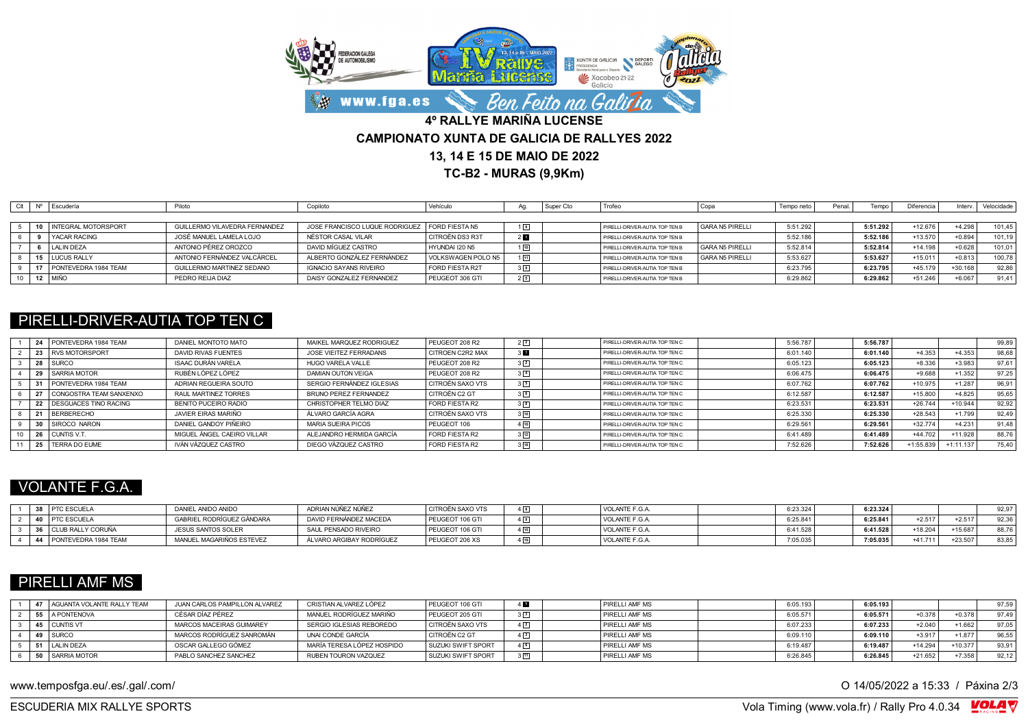# 4º RALLYE MARIÑA LUCENSE

## CAMPIONATO XUNTA DE GALICIA DE RALLYES 2022

## 13, 14 E 15 DE MAIO DE 2022

## TC-B2 - MURAS (9,9Km)

| Clt | Nº | Escudería | Piloto | Copiloto | Vehículo | Ag. | Super Cto | Trofeo | Copa | Tempo neto | Penal. | Tempo | Diferencia | Interv. | Velocidade |
|---|---|---|---|---|---|---|---|---|---|---|---|---|---|---|---|
| 5 | 10 | INTEGRAL MOTORSPORT | GUILLERMO VILAVEDRA FERNANDEZ | JOSE FRANCISCO LUQUE RODRIGUEZ | FORD FIESTA N5 | 1 9 | | PIRELLI-DRIVER-AUTIA TOP TEN B | GARA N5 PIRELLI | 5:51.292 | | 5:51.292 | +12.676 | +4.298 | 101,45 |
| 6 | 9 | YACAR RACING | JOSÉ MANUEL LAMELA LOJO | NÉSTOR CASAL VILAR | CITROËN DS3 R3T | 2 1 | | PIRELLI-DRIVER-AUTIA TOP TEN B | | 5:52.186 | | 5:52.186 | +13.570 | +0.894 | 101,19 |
| 7 | 6 | LALIN DEZA | ANTONIO PÉREZ OROZCO | DAVID MÍGUEZ CASTRO | HYUNDAI I20 N5 | 1 10 | | PIRELLI-DRIVER-AUTIA TOP TEN B | GARA N5 PIRELLI | 5:52.814 | | 5:52.814 | +14.198 | +0.628 | 101,01 |
| 8 | 15 | LUCUS RALLY | ANTONIO FERNÁNDEZ VALCÁRCEL | ALBERTO GONZÁLEZ FERNÁNDEZ | VOLKSWAGEN POLO N5 | 1 11 | | PIRELLI-DRIVER-AUTIA TOP TEN B | GARA N5 PIRELLI | 5:53.627 | | 5:53.627 | +15.011 | +0.813 | 100,78 |
| 9 | 17 | PONTEVEDRA 1984 TEAM | GUILLERMO MARTINEZ SEDANO | IGNACIO SAYANS RIVEIRO | FORD FIESTA R2T | 3 2 | | PIRELLI-DRIVER-AUTIA TOP TEN B | | 6:23.795 | | 6:23.795 | +45.179 | +30.168 | 92,86 |
| 10 | 12 | MIÑO | PEDRO REIJA DIAZ | DAISY GONZALEZ FERNANDEZ | PEUGEOT 306 GTI | 2 5 | | PIRELLI-DRIVER-AUTIA TOP TEN B | | 6:29.862 | | 6:29.862 | +51.246 | +6.067 | 91,41 |

## PIRELLI-DRIVER-AUTIA TOP TEN C

| Clt | Nº | Escudería | Piloto | Copiloto | Vehículo | Ag. | Super Cto | Trofeo | Copa | Tempo neto | Penal. | Tempo | Diferencia | Interv. | Velocidade |
|---|---|---|---|---|---|---|---|---|---|---|---|---|---|---|---|
| 1 | 24 | PONTEVEDRA 1984 TEAM | DANIEL MONTOTO MATO | MAIKEL MARQUEZ RODRIGUEZ | PEUGEOT 208 R2 | 2 2 | | PIRELLI-DRIVER-AUTIA TOP TEN C | | 5:56.787 | | 5:56.787 | | | 99,89 |
| 2 | 23 | RVS MOTORSPORT | DAVID RIVAS FUENTES | JOSE VIEITEZ FERRADANS | CITROEN C2R2 MAX | 3 1 | | PIRELLI-DRIVER-AUTIA TOP TEN C | | 6:01.140 | | 6:01.140 | +4.353 | +4.353 | 98,68 |
| 3 | 28 | SURCO | ISAAC DURÁN VARELA | HUGO VARELA VALLE | PEUGEOT 208 R2 | 3 3 | | PIRELLI-DRIVER-AUTIA TOP TEN C | | 6:05.123 | | 6:05.123 | +8.336 | +3.983 | 97,61 |
| 4 | 29 | SARRIA MOTOR | RUBÉN LÓPEZ LÓPEZ | DAMIAN OUTON VEIGA | PEUGEOT 208 R2 | 3 4 | | PIRELLI-DRIVER-AUTIA TOP TEN C | | 6:06.475 | | 6:06.475 | +9.688 | +1.352 | 97,25 |
| 5 | 31 | PONTEVEDRA 1984 TEAM | ADRIAN REGUEIRA SOUTO | SERGIO FERNÁNDEZ IGLESIAS | CITROËN SAXO VTS | 3 5 | | PIRELLI-DRIVER-AUTIA TOP TEN C | | 6:07.762 | | 6:07.762 | +10.975 | +1.287 | 96,91 |
| 6 | 27 | CONGOSTRA TEAM SANXENXO | RAUL MARTINEZ TORRES | BRUNO PEREZ FERNANDEZ | CITROËN C2 GT | 3 6 | | PIRELLI-DRIVER-AUTIA TOP TEN C | | 6:12.587 | | 6:12.587 | +15.800 | +4.825 | 95,65 |
| 7 | 22 | DESGUACES TINO RACING | BENITO PUCEIRO RADIO | CHRISTOPHER TELMO DIAZ | FORD FIESTA R2 | 3 8 | | PIRELLI-DRIVER-AUTIA TOP TEN C | | 6:23.531 | | 6:23.531 | +26.744 | +10.944 | 92,92 |
| 8 | 21 | BERBERECHO | JAVIER EIRAS MARIÑO | ÁLVARO GARCÍA AGRA | CITROËN SAXO VTS | 3 10 | | PIRELLI-DRIVER-AUTIA TOP TEN C | | 6:25.330 | | 6:25.330 | +28.543 | +1.799 | 92,49 |
| 9 | 30 | SIROCO NARON | DANIEL GANDOY PIÑEIRO | MARIA SUEIRA PICOS | PEUGEOT 106 | 4 10 | | PIRELLI-DRIVER-AUTIA TOP TEN C | | 6:29.561 | | 6:29.561 | +32.774 | +4.231 | 91,48 |
| 10 | 26 | CUNTIS V.T. | MIGUEL ÁNGEL CAEIRO VILLAR | ALEJANDRO HERMIDA GARCÍA | FORD FIESTA R2 | 3 13 | | PIRELLI-DRIVER-AUTIA TOP TEN C | | 6:41.489 | | 6:41.489 | +44.702 | +11.928 | 88,76 |
| 11 | 25 | TERRA DO EUME | IVÁN VÁZQUEZ CASTRO | DIEGO VÁZQUEZ CASTRO | FORD FIESTA R2 | 3 14 | | PIRELLI-DRIVER-AUTIA TOP TEN C | | 7:52.626 | | 7:52.626 | +1:55.839 | +1:11.137 | 75,40 |

## VOLANTE F.G.A.

| Clt | Nº | Escudería | Piloto | Copiloto | Vehículo | Ag. | Super Cto | Trofeo | Copa | Tempo neto | Penal. | Tempo | Diferencia | Interv. | Velocidade |
|---|---|---|---|---|---|---|---|---|---|---|---|---|---|---|---|
| 1 | 38 | PTC ESCUELA | DANIEL ANIDO ANIDO | ADRIAN NÚÑEZ NÚÑEZ | CITROËN SAXO VTS | 4 8 | | VOLANTE F.G.A. | | 6:23.324 | | 6:23.324 | | | 92,97 |
| 2 | 40 | PTC ESCUELA | GABRIEL RODRÍGUEZ GÁNDARA | DAVID FERNÁNDEZ MACEDA | PEUGEOT 106 GTI | 4 9 | | VOLANTE F.G.A. | | 6:25.841 | | 6:25.841 | +2.517 | +2.517 | 92,36 |
| 3 | 36 | CLUB RALLY CORUÑA | JESUS SANTOS SOLER | SAUL PENSADO RIVEIRO | PEUGEOT 106 GTI | 4 12 | | VOLANTE F.G.A. | | 6:41.528 | | 6:41.528 | +18.204 | +15.687 | 88,76 |
| 4 | 44 | PONTEVEDRA 1984 TEAM | MANUEL MAGARIÑOS ESTEVEZ | ÁLVARO ARGIBAY RODRÍGUEZ | PEUGEOT 206 XS | 4 13 | | VOLANTE F.G.A. | | 7:05.035 | | 7:05.035 | +41.711 | +23.507 | 83,85 |

## PIRELLI AMF MS

| Clt | Nº | Escudería | Piloto | Copiloto | Vehículo | Ag. | Super Cto | Trofeo | Copa | Tempo neto | Penal. | Tempo | Diferencia | Interv. | Velocidade |
|---|---|---|---|---|---|---|---|---|---|---|---|---|---|---|---|
| 1 | 47 | AGUANTA VOLANTE RALLY TEAM | JUAN CARLOS PAMPILLON ALVAREZ | CRISTIAN ALVAREZ LÓPEZ | PEUGEOT 106 GTI | 4 1 | | PIRELLI AMF MS | | 6:05.193 | | 6:05.193 | | | 97,59 |
| 2 | 55 | A PONTENOVA | CÉSAR DÍAZ PÉREZ | MANUEL RODRÍGUEZ MARIÑO | PEUGEOT 205 GTI | 3 7 | | PIRELLI AMF MS | | 6:05.571 | | 6:05.571 | +0.378 | +0.378 | 97,49 |
| 3 | 45 | CUNTIS VT | MARCOS MACEIRAS GUIMAREY | SERGIO IGLESIAS REBOREDO | CITROËN SAXO VTS | 4 2 | | PIRELLI AMF MS | | 6:07.233 | | 6:07.233 | +2.040 | +1.662 | 97,05 |
| 4 | 49 | SURCO | MARCOS RODRÍGUEZ SANROMÁN | UNAI CONDE GARCÍA | CITROËN C2 GT | 4 3 | | PIRELLI AMF MS | | 6:09.110 | | 6:09.110 | +3.917 | +1.877 | 96,55 |
| 5 | 51 | LALIN DEZA | OSCAR GALLEGO GÓMEZ | MARÍA TERESA LÓPEZ HOSPIDO | SUZUKI SWIFT SPORT | 4 5 | | PIRELLI AMF MS | | 6:19.487 | | 6:19.487 | +14.294 | +10.377 | 93,91 |
| 6 | 50 | SARRIA MOTOR | PABLO SANCHEZ SANCHEZ | RUBEN TOURON VAZQUEZ | SUZUKI SWIFT SPORT | 3 11 | | PIRELLI AMF MS | | 6:26.845 | | 6:26.845 | +21.652 | +7.358 | 92,12 |

www.temposfga.eu/.es/.gal/.com/

O 14/05/2022 a 15:33

ESCUDERIA MIX RALLYE SPORTS

Vola Timing (www.vola.fr) / Rally Pro 4.0.34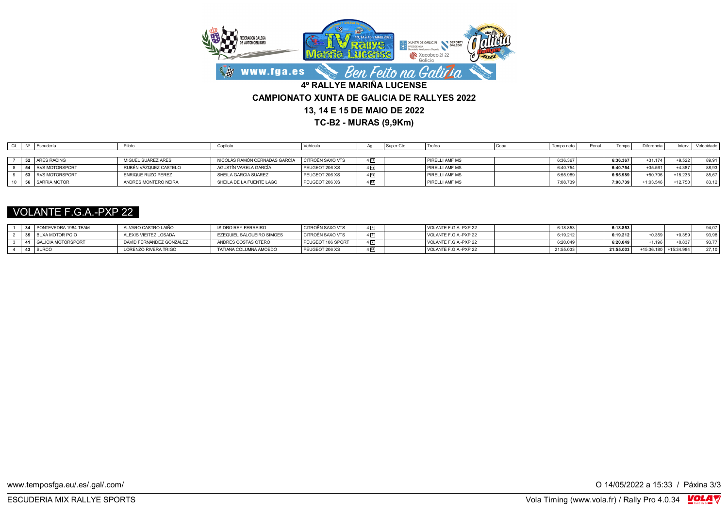# 4º RALLYE MARIÑA LUCENSE

## CAMPIONATO XUNTA DE GALICIA DE RALLYES 2022

## 13, 14 E 15 DE MAIO DE 2022

## TC-B2 - MURAS (9,9Km)

| Clt | Nº | Escudería | Piloto | Copiloto | Vehículo | Ag. | Super Cto | Trofeo | Copa | Tempo neto | Penal. | Tempo | Diferencia | Interv. | Velocidade |
|---|---|---|---|---|---|---|---|---|---|---|---|---|---|---|---|
| 7 | 52 | ARES RACING | MIGUEL SUÁREZ ARES | NICOLÁS RAMÓN CERNADAS GARCÍA | CITROËN SAXO VTS | 4 13 | | PIRELLI AMF MS | | 6:36.367 | | 6:36.367 | +31.174 | +9.522 | 89,91 |
| 8 | 54 | RVS MOTORSPORT | RUBÉN VÁZQUEZ CASTELO | AGUSTÍN VARELA GARCÍA | PEUGEOT 206 XS | 4 14 | | PIRELLI AMF MS | | 6:40.754 | | 6:40.754 | +35.561 | +4.387 | 88,93 |
| 9 | 53 | RVS MOTORSPORT | ENRIQUE RUZO PEREZ | SHEILA GARCIA SUAREZ | PEUGEOT 206 XS | 4 16 | | PIRELLI AMF MS | | 6:55.989 | | 6:55.989 | +50.796 | +15.235 | 85,67 |
| 10 | 56 | SARRIA MOTOR | ANDRES MONTERO NEIRA | SHEILA DE LA FUENTE LAGO | PEUGEOT 206 XS | 4 20 | | PIRELLI AMF MS | | 7:08.739 | | 7:08.739 | +1:03.546 | +12.750 | 83,12 |

## VOLANTE F.G.A.-PXP 22

| Clt | Nº | Escudería | Piloto | Copiloto | Vehículo | Ag. | Super Cto | Trofeo | Copa | Tempo neto | Penal. | Tempo | Diferencia | Interv. | Velocidade |
|---|---|---|---|---|---|---|---|---|---|---|---|---|---|---|---|
| 1 | 34 | PONTEVEDRA 1984 TEAM | ALVARO CASTRO LAIÑO | ISIDRO REY FERREIRO | CITROËN SAXO VTS | 4 4 | | VOLANTE F.G.A.-PXP 22 | | 6:18.853 | | 6:18.853 | | | 94,07 |
| 2 | 35 | BUXA MOTOR POIO | ALEXIS VIEITEZ LOSADA | EZEQUIEL SALGUEIRO SIMOES | CITROËN SAXO VTS | 4 5 | | VOLANTE F.G.A.-PXP 22 | | 6:19.212 | | 6:19.212 | +0.359 | +0.359 | 93,98 |
| 3 | 41 | GALICIA MOTORSPORT | DAVID FERNÁNDEZ GONZÁLEZ | ANDRÉS COSTAS OTERO | PEUGEOT 106 SPORT | 4 7 | | VOLANTE F.G.A.-PXP 22 | | 6:20.049 | | 6:20.049 | +1.196 | +0.837 | 93,77 |
| 4 | 43 | SURCO | LORENZO RIVERA TRIGO | TATIANA COLUMNA AMOEDO | PEUGEOT 206 XS | 4 26 | | VOLANTE F.G.A.-PXP 22 | | 21:55.033 | | 21:55.033 | +15:36.180 | +15:34.984 | 27,10 |

www.temposfga.eu/.es/.gal/.com/

O 14/05/2022 a 15:33 / Páxina 3/3

ESCUDERIA MIX RALLYE SPORTS

Vola Timing (www.vola.fr) / Rally Pro 4.0.34